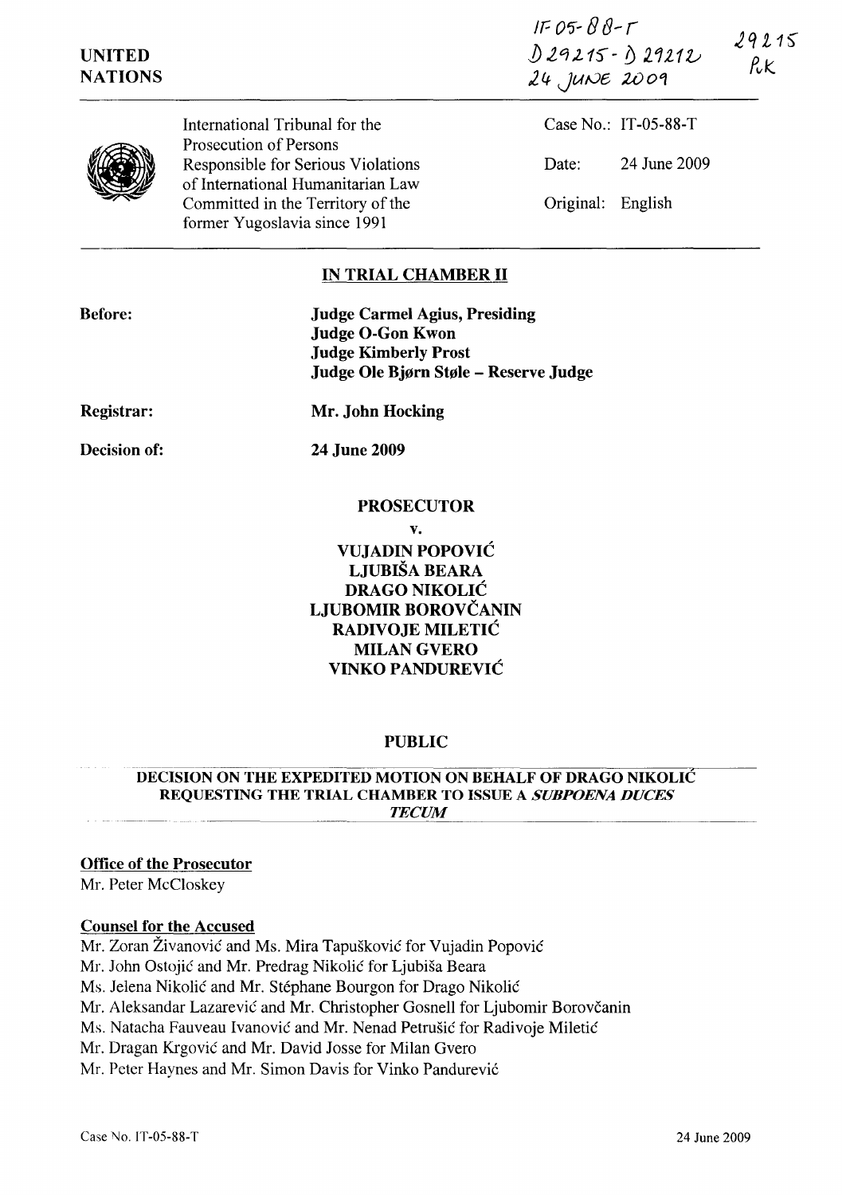IT-05-88-T
D29215 - D29212
24 JUNE 2009

29215
RK

UNITED NATIONS

International Tribunal for the Prosecution of Persons Responsible for Serious Violations of International Humanitarian Law Committed in the Territory of the former Yugoslavia since 1991

Case No.: IT-05-88-T

Date: 24 June 2009

Original: English

## IN TRIAL CHAMBER II

**Before:**
**Judge Carmel Agius, Presiding**
**Judge O-Gon Kwon**
**Judge Kimberly Prost**
**Judge Ole Bjørn Støle – Reserve Judge**

**Registrar:** **Mr. John Hocking**

**Decision of:** **24 June 2009**

**PROSECUTOR**

**v.**

**VUJADIN POPOVIĆ**
**LJUBIŠA BEARA**
**DRAGO NIKOLIĆ**
**LJUBOMIR BOROVČANIN**
**RADIVOJE MILETIĆ**
**MILAN GVERO**
**VINKO PANDUREVIĆ**

**PUBLIC**

**DECISION ON THE EXPEDITED MOTION ON BEHALF OF DRAGO NIKOLIĆ REQUESTING THE TRIAL CHAMBER TO ISSUE A *SUBPOENA DUCES TECUM***

**Office of the Prosecutor**
Mr. Peter McCloskey

**Counsel for the Accused**
Mr. Zoran Živanović and Ms. Mira Tapušković for Vujadin Popović
Mr. John Ostojić and Mr. Predrag Nikolić for Ljubiša Beara
Ms. Jelena Nikolić and Mr. Stéphane Bourgon for Drago Nikolić
Mr. Aleksandar Lazarević and Mr. Christopher Gosnell for Ljubomir Borovčanin
Ms. Natacha Fauveau Ivanović and Mr. Nenad Petrušić for Radivoje Miletić
Mr. Dragan Krgović and Mr. David Josse for Milan Gvero
Mr. Peter Haynes and Mr. Simon Davis for Vinko Pandurević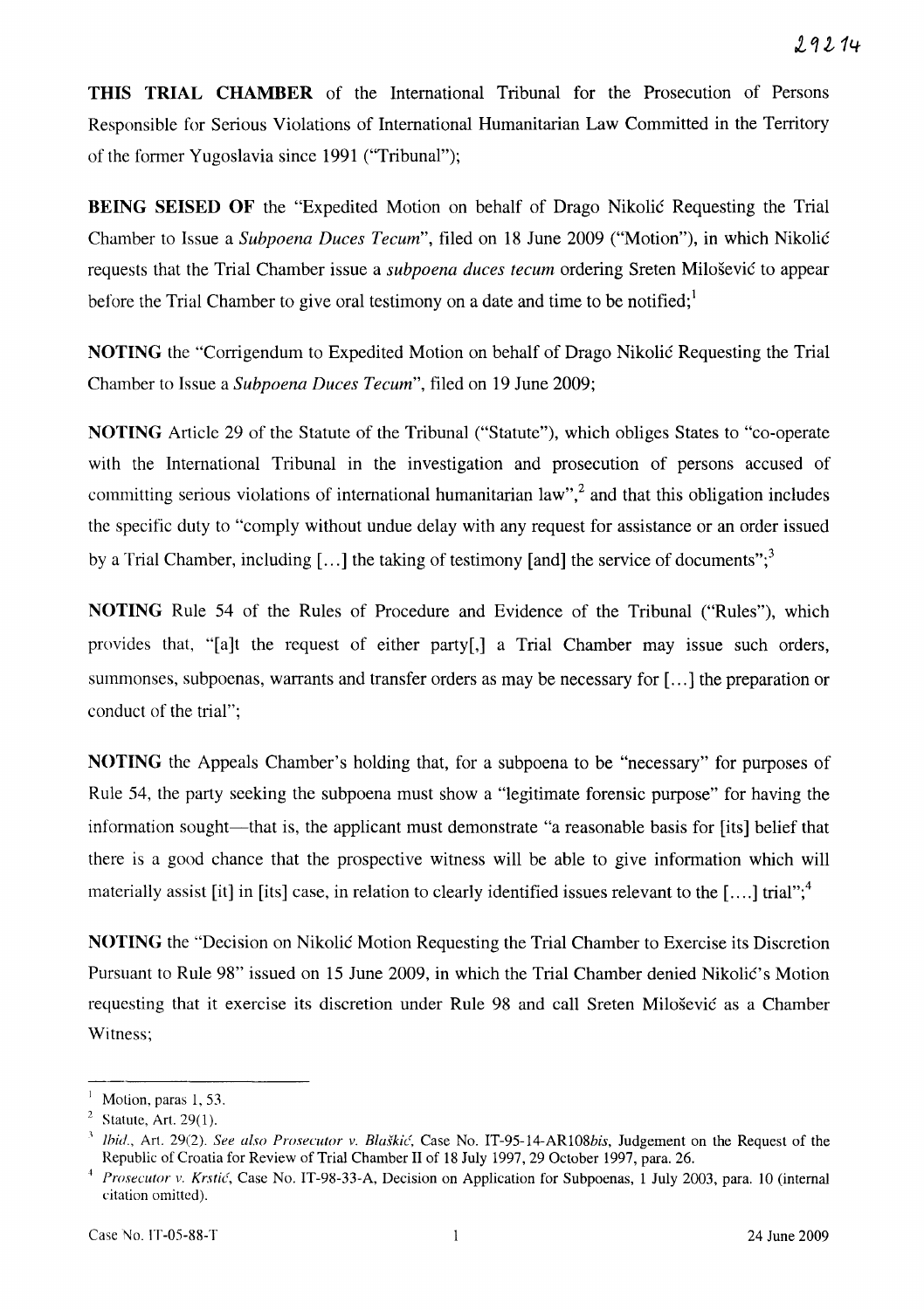**THIS TRIAL CHAMBER** of the International Tribunal for the Prosecution of Persons Responsible for Serious Violations of International Humanitarian Law Committed in the Territory of the former Yugoslavia since 1991 ("Tribunal");

**BEING SEISED OF** the "Expedited Motion on behalf of Drago Nikolić Requesting the Trial Chamber to Issue a *Subpoena Duces Tecum*", filed on 18 June 2009 ("Motion"), in which Nikolić requests that the Trial Chamber issue a *subpoena duces tecum* ordering Sreten Milošević to appear before the Trial Chamber to give oral testimony on a date and time to be notified;[1]

**NOTING** the "Corrigendum to Expedited Motion on behalf of Drago Nikolić Requesting the Trial Chamber to Issue a *Subpoena Duces Tecum*", filed on 19 June 2009;

**NOTING** Article 29 of the Statute of the Tribunal ("Statute"), which obliges States to "co-operate with the International Tribunal in the investigation and prosecution of persons accused of committing serious violations of international humanitarian law",[2] and that this obligation includes the specific duty to "comply without undue delay with any request for assistance or an order issued by a Trial Chamber, including [...] the taking of testimony [and] the service of documents";[3]

**NOTING** Rule 54 of the Rules of Procedure and Evidence of the Tribunal ("Rules"), which provides that, "[a]t the request of either party[,] a Trial Chamber may issue such orders, summonses, subpoenas, warrants and transfer orders as may be necessary for [...] the preparation or conduct of the trial";

**NOTING** the Appeals Chamber's holding that, for a subpoena to be "necessary" for purposes of Rule 54, the party seeking the subpoena must show a "legitimate forensic purpose" for having the information sought—that is, the applicant must demonstrate "a reasonable basis for [its] belief that there is a good chance that the prospective witness will be able to give information which will materially assist [it] in [its] case, in relation to clearly identified issues relevant to the [....] trial";[4]

**NOTING** the "Decision on Nikolić Motion Requesting the Trial Chamber to Exercise its Discretion Pursuant to Rule 98" issued on 15 June 2009, in which the Trial Chamber denied Nikolić's Motion requesting that it exercise its discretion under Rule 98 and call Sreten Milošević as a Chamber Witness;

---

[1] Motion, paras 1, 53.

[2] Statute, Art. 29(1).

[3] *Ibid.*, Art. 29(2). *See also Prosecutor v. Blaškić*, Case No. IT-95-14-AR108*bis*, Judgement on the Request of the Republic of Croatia for Review of Trial Chamber II of 18 July 1997, 29 October 1997, para. 26.

[4] *Prosecutor v. Krstić*, Case No. IT-98-33-A, Decision on Application for Subpoenas, 1 July 2003, para. 10 (internal citation omitted).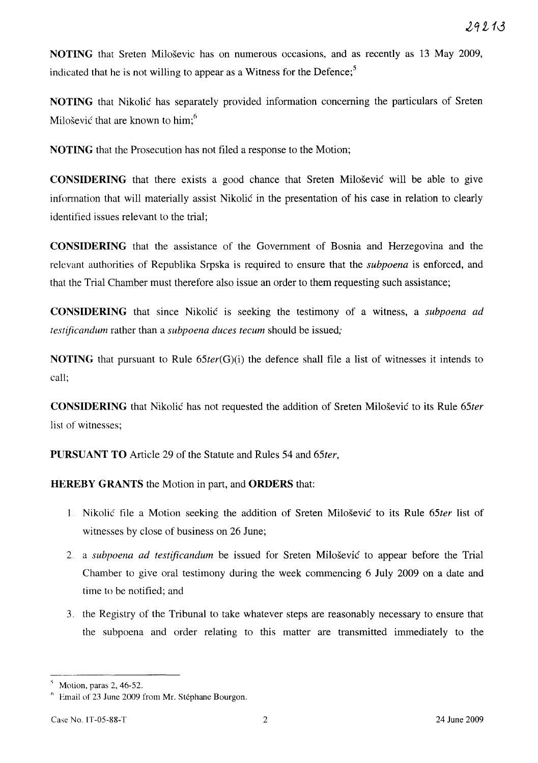**NOTING** that Sreten Miloševic has on numerous occasions, and as recently as 13 May 2009, indicated that he is not willing to appear as a Witness for the Defence;[5]

**NOTING** that Nikolić has separately provided information concerning the particulars of Sreten Milošević that are known to him;[6]

**NOTING** that the Prosecution has not filed a response to the Motion;

**CONSIDERING** that there exists a good chance that Sreten Milošević will be able to give information that will materially assist Nikolić in the presentation of his case in relation to clearly identified issues relevant to the trial;

**CONSIDERING** that the assistance of the Government of Bosnia and Herzegovina and the relevant authorities of Republika Srpska is required to ensure that the *subpoena* is enforced, and that the Trial Chamber must therefore also issue an order to them requesting such assistance;

**CONSIDERING** that since Nikolić is seeking the testimony of a witness, a *subpoena ad testificandum* rather than a *subpoena duces tecum* should be issued;

**NOTING** that pursuant to Rule 65*ter*(G)(i) the defence shall file a list of witnesses it intends to call;

**CONSIDERING** that Nikolić has not requested the addition of Sreten Milošević to its Rule 65*ter* list of witnesses;

**PURSUANT TO** Article 29 of the Statute and Rules 54 and 65*ter*,

**HEREBY GRANTS** the Motion in part, and **ORDERS** that:

1. Nikolić file a Motion seeking the addition of Sreten Milošević to its Rule 65*ter* list of witnesses by close of business on 26 June;
2. a *subpoena ad testificandum* be issued for Sreten Milošević to appear before the Trial Chamber to give oral testimony during the week commencing 6 July 2009 on a date and time to be notified; and
3. the Registry of the Tribunal to take whatever steps are reasonably necessary to ensure that the subpoena and order relating to this matter are transmitted immediately to the

---

[5] Motion, paras 2, 46-52.

[6] Email of 23 June 2009 from Mr. Stéphane Bourgon.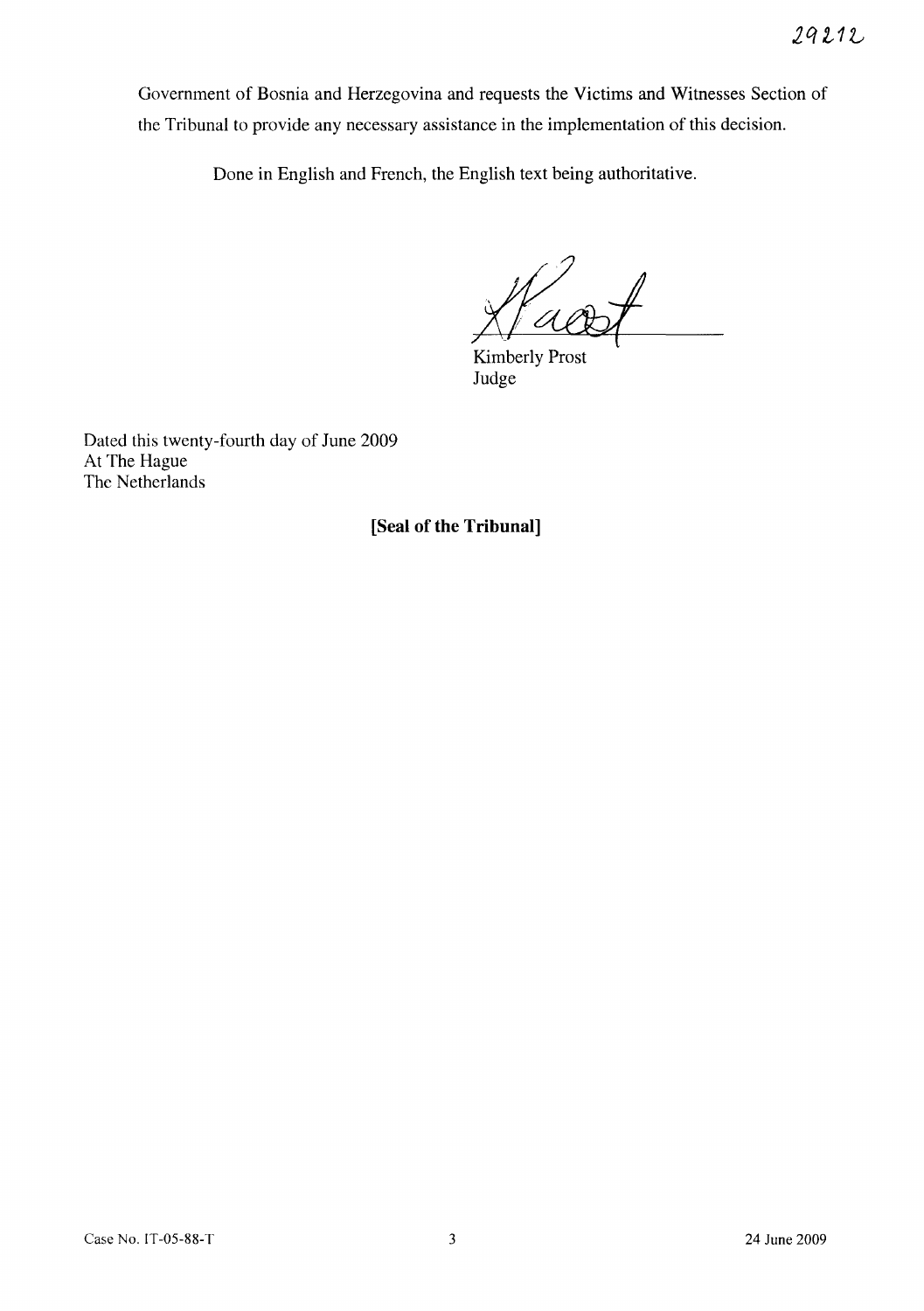Government of Bosnia and Herzegovina and requests the Victims and Witnesses Section of the Tribunal to provide any necessary assistance in the implementation of this decision.

Done in English and French, the English text being authoritative.

Kimberly Prost
Judge

Dated this twenty-fourth day of June 2009
At The Hague
The Netherlands

**[Seal of the Tribunal]**